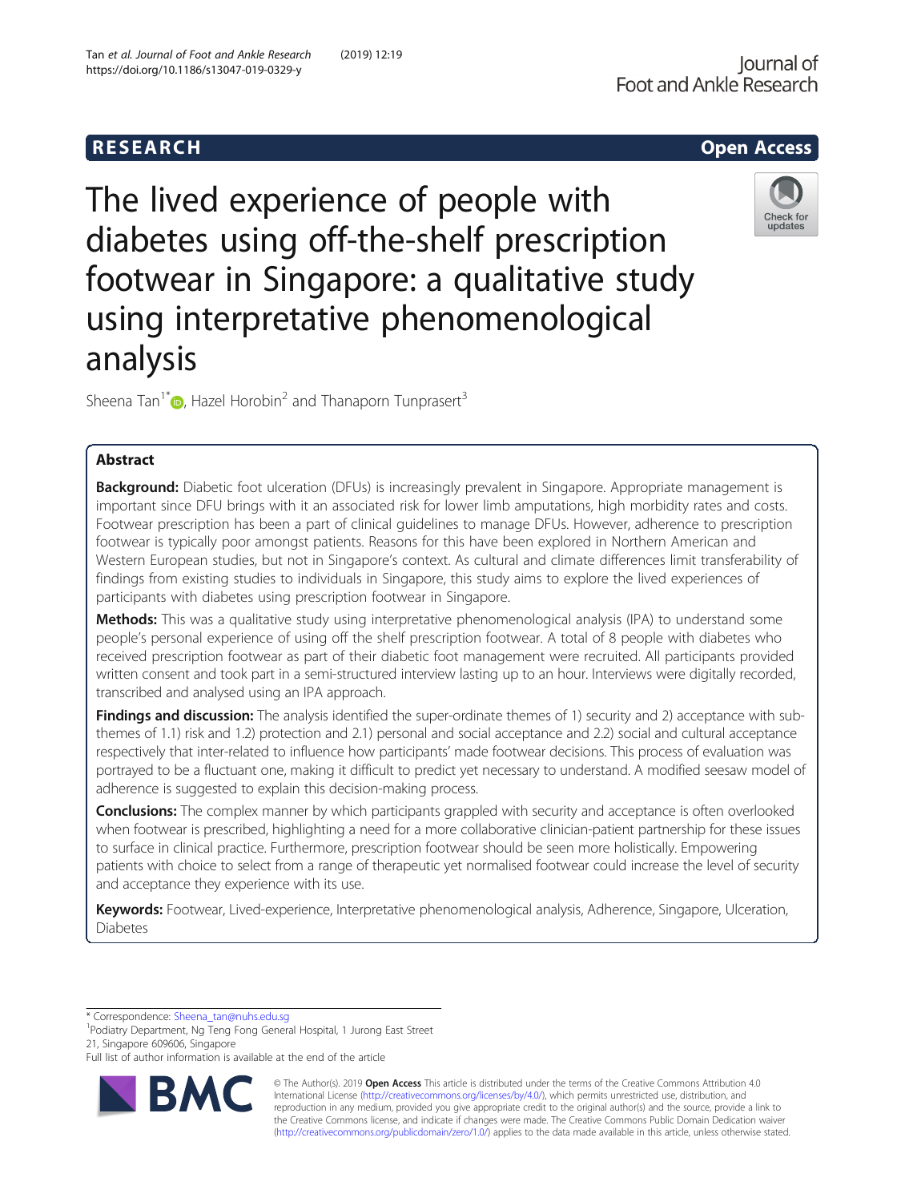RESEARCH

Open Access

# The lived experience of people with diabetes using off-the-shelf prescription footwear in Singapore: a qualitative study using interpretative phenomenological analysis

Sheena Tan[1*], Hazel Horobin[2] and Thanaporn Tunprasert[3]

## Abstract

**Background:** Diabetic foot ulceration (DFUs) is increasingly prevalent in Singapore. Appropriate management is important since DFU brings with it an associated risk for lower limb amputations, high morbidity rates and costs. Footwear prescription has been a part of clinical guidelines to manage DFUs. However, adherence to prescription footwear is typically poor amongst patients. Reasons for this have been explored in Northern American and Western European studies, but not in Singapore's context. As cultural and climate differences limit transferability of findings from existing studies to individuals in Singapore, this study aims to explore the lived experiences of participants with diabetes using prescription footwear in Singapore.

**Methods:** This was a qualitative study using interpretative phenomenological analysis (IPA) to understand some people's personal experience of using off the shelf prescription footwear. A total of 8 people with diabetes who received prescription footwear as part of their diabetic foot management were recruited. All participants provided written consent and took part in a semi-structured interview lasting up to an hour. Interviews were digitally recorded, transcribed and analysed using an IPA approach.

**Findings and discussion:** The analysis identified the super-ordinate themes of 1) security and 2) acceptance with sub-themes of 1.1) risk and 1.2) protection and 2.1) personal and social acceptance and 2.2) social and cultural acceptance respectively that inter-related to influence how participants' made footwear decisions. This process of evaluation was portrayed to be a fluctuant one, making it difficult to predict yet necessary to understand. A modified seesaw model of adherence is suggested to explain this decision-making process.

**Conclusions:** The complex manner by which participants grappled with security and acceptance is often overlooked when footwear is prescribed, highlighting a need for a more collaborative clinician-patient partnership for these issues to surface in clinical practice. Furthermore, prescription footwear should be seen more holistically. Empowering patients with choice to select from a range of therapeutic yet normalised footwear could increase the level of security and acceptance they experience with its use.

**Keywords:** Footwear, Lived-experience, Interpretative phenomenological analysis, Adherence, Singapore, Ulceration, Diabetes

---

* Correspondence: Sheena_tan@nuhs.edu.sg
[1]Podiatry Department, Ng Teng Fong General Hospital, 1 Jurong East Street 21, Singapore 609606, Singapore
Full list of author information is available at the end of the article

© The Author(s). 2019 **Open Access** This article is distributed under the terms of the Creative Commons Attribution 4.0 International License (http://creativecommons.org/licenses/by/4.0/), which permits unrestricted use, distribution, and reproduction in any medium, provided you give appropriate credit to the original author(s) and the source, provide a link to the Creative Commons license, and indicate if changes were made. The Creative Commons Public Domain Dedication waiver (http://creativecommons.org/publicdomain/zero/1.0/) applies to the data made available in this article, unless otherwise stated.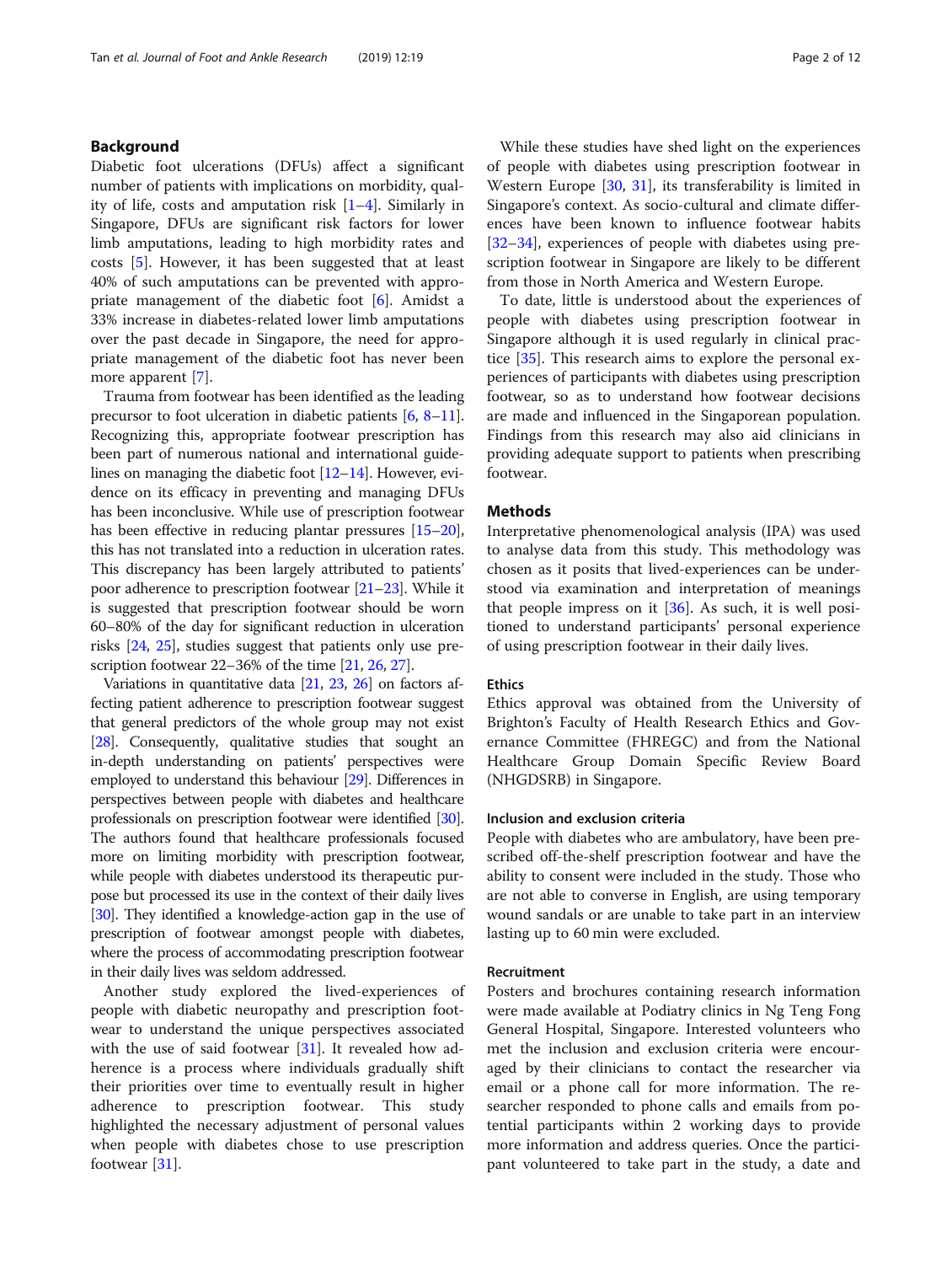## Background

Diabetic foot ulcerations (DFUs) affect a significant number of patients with implications on morbidity, quality of life, costs and amputation risk [1–4]. Similarly in Singapore, DFUs are significant risk factors for lower limb amputations, leading to high morbidity rates and costs [5]. However, it has been suggested that at least 40% of such amputations can be prevented with appropriate management of the diabetic foot [6]. Amidst a 33% increase in diabetes-related lower limb amputations over the past decade in Singapore, the need for appropriate management of the diabetic foot has never been more apparent [7].

Trauma from footwear has been identified as the leading precursor to foot ulceration in diabetic patients [6, 8–11]. Recognizing this, appropriate footwear prescription has been part of numerous national and international guidelines on managing the diabetic foot [12–14]. However, evidence on its efficacy in preventing and managing DFUs has been inconclusive. While use of prescription footwear has been effective in reducing plantar pressures [15–20], this has not translated into a reduction in ulceration rates. This discrepancy has been largely attributed to patients' poor adherence to prescription footwear [21–23]. While it is suggested that prescription footwear should be worn 60–80% of the day for significant reduction in ulceration risks [24, 25], studies suggest that patients only use prescription footwear 22–36% of the time [21, 26, 27].

Variations in quantitative data [21, 23, 26] on factors affecting patient adherence to prescription footwear suggest that general predictors of the whole group may not exist [28]. Consequently, qualitative studies that sought an in-depth understanding on patients' perspectives were employed to understand this behaviour [29]. Differences in perspectives between people with diabetes and healthcare professionals on prescription footwear were identified [30]. The authors found that healthcare professionals focused more on limiting morbidity with prescription footwear, while people with diabetes understood its therapeutic purpose but processed its use in the context of their daily lives [30]. They identified a knowledge-action gap in the use of prescription of footwear amongst people with diabetes, where the process of accommodating prescription footwear in their daily lives was seldom addressed.

Another study explored the lived-experiences of people with diabetic neuropathy and prescription footwear to understand the unique perspectives associated with the use of said footwear [31]. It revealed how adherence is a process where individuals gradually shift their priorities over time to eventually result in higher adherence to prescription footwear. This study highlighted the necessary adjustment of personal values when people with diabetes chose to use prescription footwear [31].

While these studies have shed light on the experiences of people with diabetes using prescription footwear in Western Europe [30, 31], its transferability is limited in Singapore's context. As socio-cultural and climate differences have been known to influence footwear habits [32–34], experiences of people with diabetes using prescription footwear in Singapore are likely to be different from those in North America and Western Europe.

To date, little is understood about the experiences of people with diabetes using prescription footwear in Singapore although it is used regularly in clinical practice [35]. This research aims to explore the personal experiences of participants with diabetes using prescription footwear, so as to understand how footwear decisions are made and influenced in the Singaporean population. Findings from this research may also aid clinicians in providing adequate support to patients when prescribing footwear.

## Methods

Interpretative phenomenological analysis (IPA) was used to analyse data from this study. This methodology was chosen as it posits that lived-experiences can be understood via examination and interpretation of meanings that people impress on it [36]. As such, it is well positioned to understand participants' personal experience of using prescription footwear in their daily lives.

### Ethics

Ethics approval was obtained from the University of Brighton's Faculty of Health Research Ethics and Governance Committee (FHREGC) and from the National Healthcare Group Domain Specific Review Board (NHGDSRB) in Singapore.

### Inclusion and exclusion criteria

People with diabetes who are ambulatory, have been prescribed off-the-shelf prescription footwear and have the ability to consent were included in the study. Those who are not able to converse in English, are using temporary wound sandals or are unable to take part in an interview lasting up to 60 min were excluded.

### Recruitment

Posters and brochures containing research information were made available at Podiatry clinics in Ng Teng Fong General Hospital, Singapore. Interested volunteers who met the inclusion and exclusion criteria were encouraged by their clinicians to contact the researcher via email or a phone call for more information. The researcher responded to phone calls and emails from potential participants within 2 working days to provide more information and address queries. Once the participant volunteered to take part in the study, a date and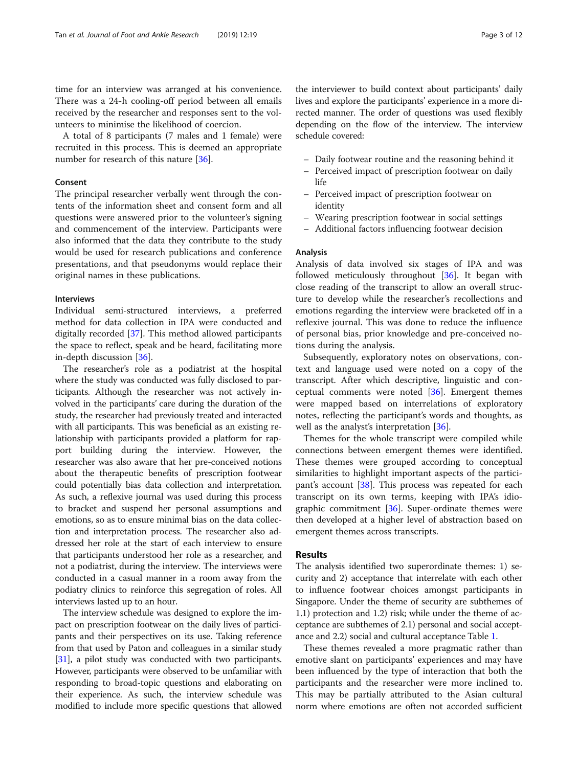time for an interview was arranged at his convenience. There was a 24-h cooling-off period between all emails received by the researcher and responses sent to the volunteers to minimise the likelihood of coercion.

A total of 8 participants (7 males and 1 female) were recruited in this process. This is deemed an appropriate number for research of this nature [36].

### Consent

The principal researcher verbally went through the contents of the information sheet and consent form and all questions were answered prior to the volunteer's signing and commencement of the interview. Participants were also informed that the data they contribute to the study would be used for research publications and conference presentations, and that pseudonyms would replace their original names in these publications.

### Interviews

Individual semi-structured interviews, a preferred method for data collection in IPA were conducted and digitally recorded [37]. This method allowed participants the space to reflect, speak and be heard, facilitating more in-depth discussion [36].

The researcher's role as a podiatrist at the hospital where the study was conducted was fully disclosed to participants. Although the researcher was not actively involved in the participants' care during the duration of the study, the researcher had previously treated and interacted with all participants. This was beneficial as an existing relationship with participants provided a platform for rapport building during the interview. However, the researcher was also aware that her pre-conceived notions about the therapeutic benefits of prescription footwear could potentially bias data collection and interpretation. As such, a reflexive journal was used during this process to bracket and suspend her personal assumptions and emotions, so as to ensure minimal bias on the data collection and interpretation process. The researcher also addressed her role at the start of each interview to ensure that participants understood her role as a researcher, and not a podiatrist, during the interview. The interviews were conducted in a casual manner in a room away from the podiatry clinics to reinforce this segregation of roles. All interviews lasted up to an hour.

The interview schedule was designed to explore the impact on prescription footwear on the daily lives of participants and their perspectives on its use. Taking reference from that used by Paton and colleagues in a similar study [31], a pilot study was conducted with two participants. However, participants were observed to be unfamiliar with responding to broad-topic questions and elaborating on their experience. As such, the interview schedule was modified to include more specific questions that allowed the interviewer to build context about participants' daily lives and explore the participants' experience in a more directed manner. The order of questions was used flexibly depending on the flow of the interview. The interview schedule covered:

- Daily footwear routine and the reasoning behind it
- Perceived impact of prescription footwear on daily life
- Perceived impact of prescription footwear on identity
- Wearing prescription footwear in social settings
- Additional factors influencing footwear decision

### Analysis

Analysis of data involved six stages of IPA and was followed meticulously throughout [36]. It began with close reading of the transcript to allow an overall structure to develop while the researcher's recollections and emotions regarding the interview were bracketed off in a reflexive journal. This was done to reduce the influence of personal bias, prior knowledge and pre-conceived notions during the analysis.

Subsequently, exploratory notes on observations, context and language used were noted on a copy of the transcript. After which descriptive, linguistic and conceptual comments were noted [36]. Emergent themes were mapped based on interrelations of exploratory notes, reflecting the participant's words and thoughts, as well as the analyst's interpretation [36].

Themes for the whole transcript were compiled while connections between emergent themes were identified. These themes were grouped according to conceptual similarities to highlight important aspects of the participant's account [38]. This process was repeated for each transcript on its own terms, keeping with IPA's idiographic commitment [36]. Super-ordinate themes were then developed at a higher level of abstraction based on emergent themes across transcripts.

## Results

The analysis identified two superordinate themes: 1) security and 2) acceptance that interrelate with each other to influence footwear choices amongst participants in Singapore. Under the theme of security are subthemes of 1.1) protection and 1.2) risk; while under the theme of acceptance are subthemes of 2.1) personal and social acceptance and 2.2) social and cultural acceptance Table 1.

These themes revealed a more pragmatic rather than emotive slant on participants' experiences and may have been influenced by the type of interaction that both the participants and the researcher were more inclined to. This may be partially attributed to the Asian cultural norm where emotions are often not accorded sufficient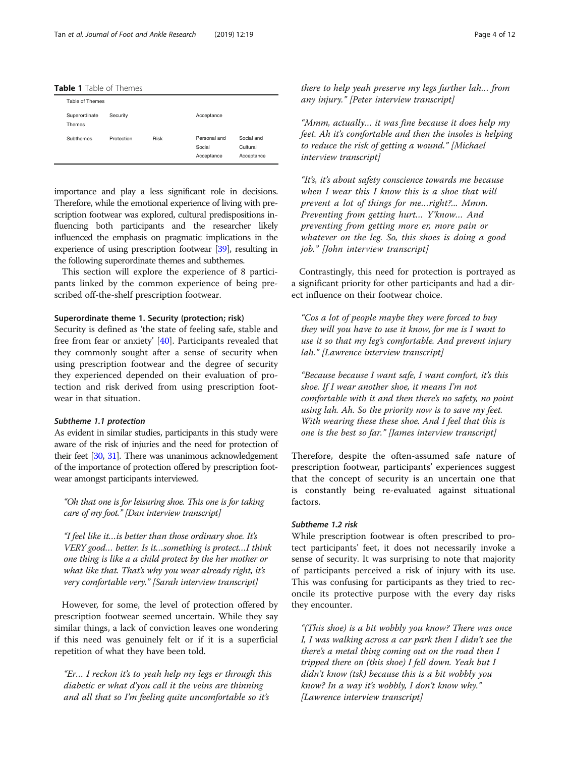**Table 1** Table of Themes

| Table of Themes | | | | |
|---|---|---|---|---|
| Superordinate Themes | Security | | Acceptance | |
| Subthemes | Protection | Risk | Personal and Social Acceptance | Social and Cultural Acceptance |

importance and play a less significant role in decisions. Therefore, while the emotional experience of living with prescription footwear was explored, cultural predispositions influencing both participants and the researcher likely influenced the emphasis on pragmatic implications in the experience of using prescription footwear [39], resulting in the following superordinate themes and subthemes.

This section will explore the experience of 8 participants linked by the common experience of being prescribed off-the-shelf prescription footwear.

### Superordinate theme 1. Security (protection; risk)

Security is defined as 'the state of feeling safe, stable and free from fear or anxiety' [40]. Participants revealed that they commonly sought after a sense of security when using prescription footwear and the degree of security they experienced depended on their evaluation of protection and risk derived from using prescription footwear in that situation.

#### *Subtheme 1.1 protection*

As evident in similar studies, participants in this study were aware of the risk of injuries and the need for protection of their feet [30, 31]. There was unanimous acknowledgement of the importance of protection offered by prescription footwear amongst participants interviewed.

> *"Oh that one is for leisuring shoe. This one is for taking care of my foot." [Dan interview transcript]*

> *"I feel like it…is better than those ordinary shoe. It's VERY good… better. Is it…something is protect…I think one thing is like a a child protect by the her mother or what like that. That's why you wear already right, it's very comfortable very." [Sarah interview transcript]*

However, for some, the level of protection offered by prescription footwear seemed uncertain. While they say similar things, a lack of conviction leaves one wondering if this need was genuinely felt or if it is a superficial repetition of what they have been told.

> *"Er… I reckon it's to yeah help my legs er through this diabetic er what d'you call it the veins are thinning and all that so I'm feeling quite uncomfortable so it's there to help yeah preserve my legs further lah… from any injury." [Peter interview transcript]*

> *"Mmm, actually… it was fine because it does help my feet. Ah it's comfortable and then the insoles is helping to reduce the risk of getting a wound." [Michael interview transcript]*

> *"It's, it's about safety conscience towards me because when I wear this I know this is a shoe that will prevent a lot of things for me…right?... Mmm. Preventing from getting hurt… Y'know… And preventing from getting more er, more pain or whatever on the leg. So, this shoes is doing a good job." [John interview transcript]*

Contrastingly, this need for protection is portrayed as a significant priority for other participants and had a direct influence on their footwear choice.

> *"Cos a lot of people maybe they were forced to buy they will you have to use it know, for me is I want to use it so that my leg's comfortable. And prevent injury lah." [Lawrence interview transcript]*

> *"Because because I want safe, I want comfort, it's this shoe. If I wear another shoe, it means I'm not comfortable with it and then there's no safety, no point using lah. Ah. So the priority now is to save my feet. With wearing these these shoe. And I feel that this is one is the best so far." [James interview transcript]*

Therefore, despite the often-assumed safe nature of prescription footwear, participants' experiences suggest that the concept of security is an uncertain one that is constantly being re-evaluated against situational factors.

#### *Subtheme 1.2 risk*

While prescription footwear is often prescribed to protect participants' feet, it does not necessarily invoke a sense of security. It was surprising to note that majority of participants perceived a risk of injury with its use. This was confusing for participants as they tried to reconcile its protective purpose with the every day risks they encounter.

> *"(This shoe) is a bit wobbly you know? There was once I, I was walking across a car park then I didn't see the there's a metal thing coming out on the road then I tripped there on (this shoe) I fell down. Yeah but I didn't know (tsk) because this is a bit wobbly you know? In a way it's wobbly, I don't know why." [Lawrence interview transcript]*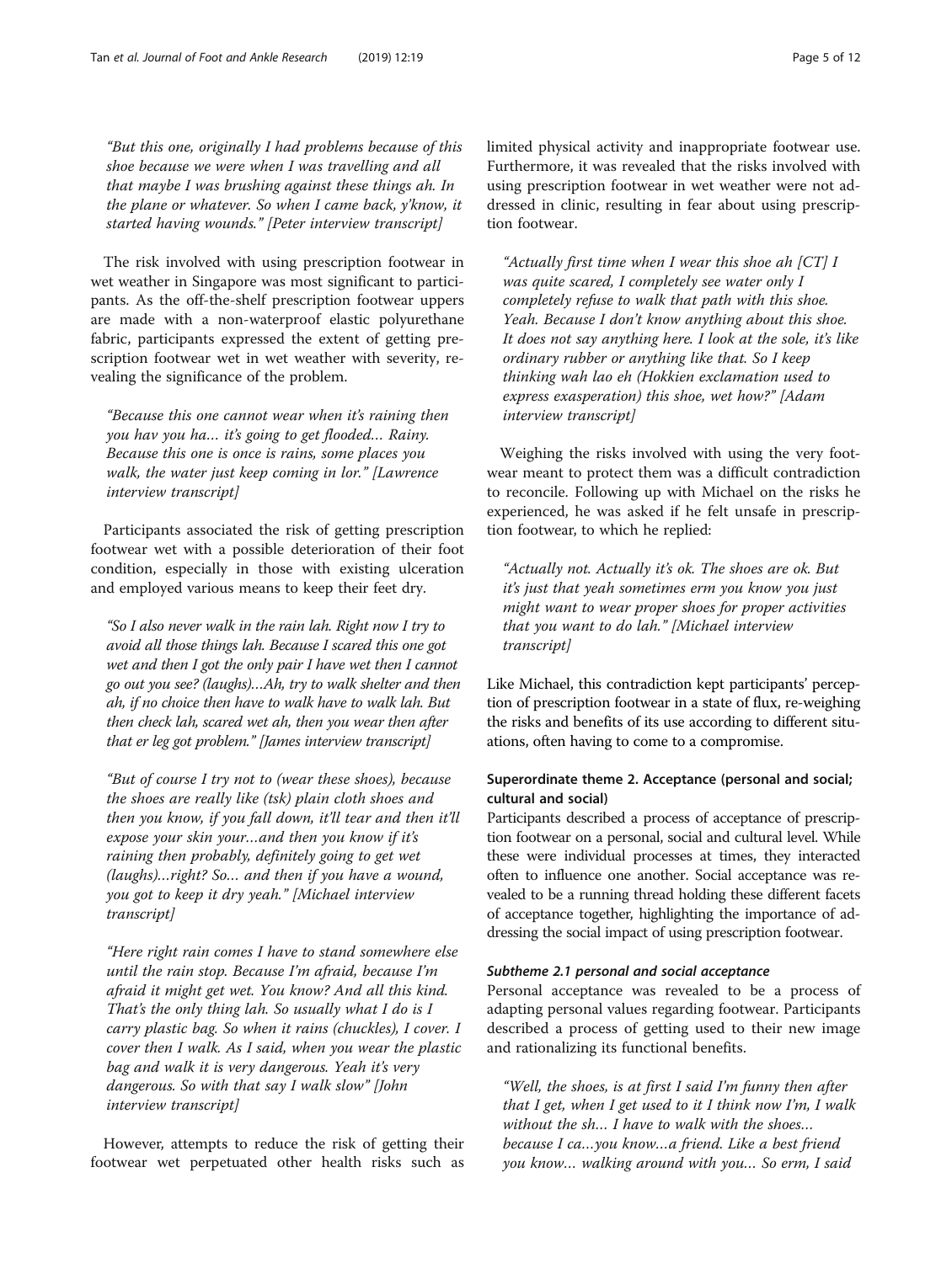*"But this one, originally I had problems because of this shoe because we were when I was travelling and all that maybe I was brushing against these things ah. In the plane or whatever. So when I came back, y'know, it started having wounds." [Peter interview transcript]*

The risk involved with using prescription footwear in wet weather in Singapore was most significant to participants. As the off-the-shelf prescription footwear uppers are made with a non-waterproof elastic polyurethane fabric, participants expressed the extent of getting prescription footwear wet in wet weather with severity, revealing the significance of the problem.

*"Because this one cannot wear when it's raining then you hav you ha… it's going to get flooded… Rainy. Because this one is once is rains, some places you walk, the water just keep coming in lor." [Lawrence interview transcript]*

Participants associated the risk of getting prescription footwear wet with a possible deterioration of their foot condition, especially in those with existing ulceration and employed various means to keep their feet dry.

*"So I also never walk in the rain lah. Right now I try to avoid all those things lah. Because I scared this one got wet and then I got the only pair I have wet then I cannot go out you see? (laughs)…Ah, try to walk shelter and then ah, if no choice then have to walk have to walk lah. But then check lah, scared wet ah, then you wear then after that er leg got problem." [James interview transcript]*

*"But of course I try not to (wear these shoes), because the shoes are really like (tsk) plain cloth shoes and then you know, if you fall down, it'll tear and then it'll expose your skin your…and then you know if it's raining then probably, definitely going to get wet (laughs)…right? So… and then if you have a wound, you got to keep it dry yeah." [Michael interview transcript]*

*"Here right rain comes I have to stand somewhere else until the rain stop. Because I'm afraid, because I'm afraid it might get wet. You know? And all this kind. That's the only thing lah. So usually what I do is I carry plastic bag. So when it rains (chuckles), I cover. I cover then I walk. As I said, when you wear the plastic bag and walk it is very dangerous. Yeah it's very dangerous. So with that say I walk slow" [John interview transcript]*

However, attempts to reduce the risk of getting their footwear wet perpetuated other health risks such as limited physical activity and inappropriate footwear use. Furthermore, it was revealed that the risks involved with using prescription footwear in wet weather were not addressed in clinic, resulting in fear about using prescription footwear.

*"Actually first time when I wear this shoe ah [CT] I was quite scared, I completely see water only I completely refuse to walk that path with this shoe. Yeah. Because I don't know anything about this shoe. It does not say anything here. I look at the sole, it's like ordinary rubber or anything like that. So I keep thinking wah lao eh (Hokkien exclamation used to express exasperation) this shoe, wet how?" [Adam interview transcript]*

Weighing the risks involved with using the very footwear meant to protect them was a difficult contradiction to reconcile. Following up with Michael on the risks he experienced, he was asked if he felt unsafe in prescription footwear, to which he replied:

*"Actually not. Actually it's ok. The shoes are ok. But it's just that yeah sometimes erm you know you just might want to wear proper shoes for proper activities that you want to do lah." [Michael interview transcript]*

Like Michael, this contradiction kept participants' perception of prescription footwear in a state of flux, re-weighing the risks and benefits of its use according to different situations, often having to come to a compromise.

### Superordinate theme 2. Acceptance (personal and social; cultural and social)

Participants described a process of acceptance of prescription footwear on a personal, social and cultural level. While these were individual processes at times, they interacted often to influence one another. Social acceptance was revealed to be a running thread holding these different facets of acceptance together, highlighting the importance of addressing the social impact of using prescription footwear.

#### Subtheme 2.1 personal and social acceptance

Personal acceptance was revealed to be a process of adapting personal values regarding footwear. Participants described a process of getting used to their new image and rationalizing its functional benefits.

*"Well, the shoes, is at first I said I'm funny then after that I get, when I get used to it I think now I'm, I walk without the sh… I have to walk with the shoes… because I ca…you know…a friend. Like a best friend you know… walking around with you… So erm, I said*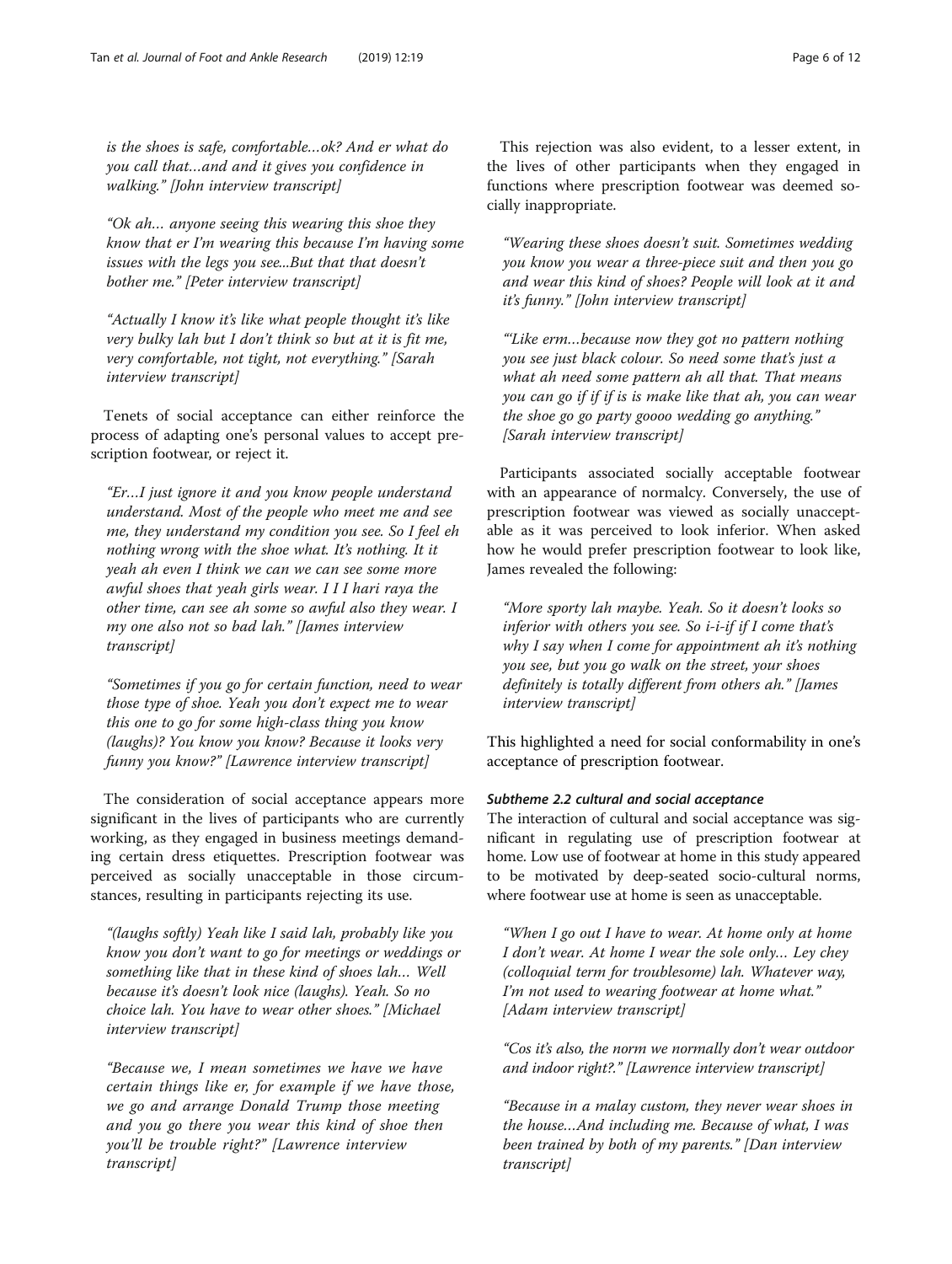*is the shoes is safe, comfortable…ok? And er what do you call that…and and it gives you confidence in walking." [John interview transcript]*

*"Ok ah… anyone seeing this wearing this shoe they know that er I'm wearing this because I'm having some issues with the legs you see...But that that doesn't bother me." [Peter interview transcript]*

*"Actually I know it's like what people thought it's like very bulky lah but I don't think so but at it is fit me, very comfortable, not tight, not everything." [Sarah interview transcript]*

Tenets of social acceptance can either reinforce the process of adapting one's personal values to accept prescription footwear, or reject it.

*"Er…I just ignore it and you know people understand understand. Most of the people who meet me and see me, they understand my condition you see. So I feel eh nothing wrong with the shoe what. It's nothing. It it yeah ah even I think we can we can see some more awful shoes that yeah girls wear. I I I hari raya the other time, can see ah some so awful also they wear. I my one also not so bad lah." [James interview transcript]*

*"Sometimes if you go for certain function, need to wear those type of shoe. Yeah you don't expect me to wear this one to go for some high-class thing you know (laughs)? You know you know? Because it looks very funny you know?" [Lawrence interview transcript]*

The consideration of social acceptance appears more significant in the lives of participants who are currently working, as they engaged in business meetings demanding certain dress etiquettes. Prescription footwear was perceived as socially unacceptable in those circumstances, resulting in participants rejecting its use.

*"(laughs softly) Yeah like I said lah, probably like you know you don't want to go for meetings or weddings or something like that in these kind of shoes lah… Well because it's doesn't look nice (laughs). Yeah. So no choice lah. You have to wear other shoes." [Michael interview transcript]*

*"Because we, I mean sometimes we have we have certain things like er, for example if we have those, we go and arrange Donald Trump those meeting and you go there you wear this kind of shoe then you'll be trouble right?" [Lawrence interview transcript]*

This rejection was also evident, to a lesser extent, in the lives of other participants when they engaged in functions where prescription footwear was deemed socially inappropriate.

*"Wearing these shoes doesn't suit. Sometimes wedding you know you wear a three-piece suit and then you go and wear this kind of shoes? People will look at it and it's funny." [John interview transcript]*

*"'Like erm…because now they got no pattern nothing you see just black colour. So need some that's just a what ah need some pattern ah all that. That means you can go if if if is is make like that ah, you can wear the shoe go go party goooo wedding go anything." [Sarah interview transcript]*

Participants associated socially acceptable footwear with an appearance of normalcy. Conversely, the use of prescription footwear was viewed as socially unacceptable as it was perceived to look inferior. When asked how he would prefer prescription footwear to look like, James revealed the following:

*"More sporty lah maybe. Yeah. So it doesn't looks so inferior with others you see. So i-i-if if I come that's why I say when I come for appointment ah it's nothing you see, but you go walk on the street, your shoes definitely is totally different from others ah." [James interview transcript]*

This highlighted a need for social conformability in one's acceptance of prescription footwear.

#### *Subtheme 2.2 cultural and social acceptance*

The interaction of cultural and social acceptance was significant in regulating use of prescription footwear at home. Low use of footwear at home in this study appeared to be motivated by deep-seated socio-cultural norms, where footwear use at home is seen as unacceptable.

*"When I go out I have to wear. At home only at home I don't wear. At home I wear the sole only… Ley chey (colloquial term for troublesome) lah. Whatever way, I'm not used to wearing footwear at home what." [Adam interview transcript]*

*"Cos it's also, the norm we normally don't wear outdoor and indoor right?." [Lawrence interview transcript]*

*"Because in a malay custom, they never wear shoes in the house…And including me. Because of what, I was been trained by both of my parents." [Dan interview transcript]*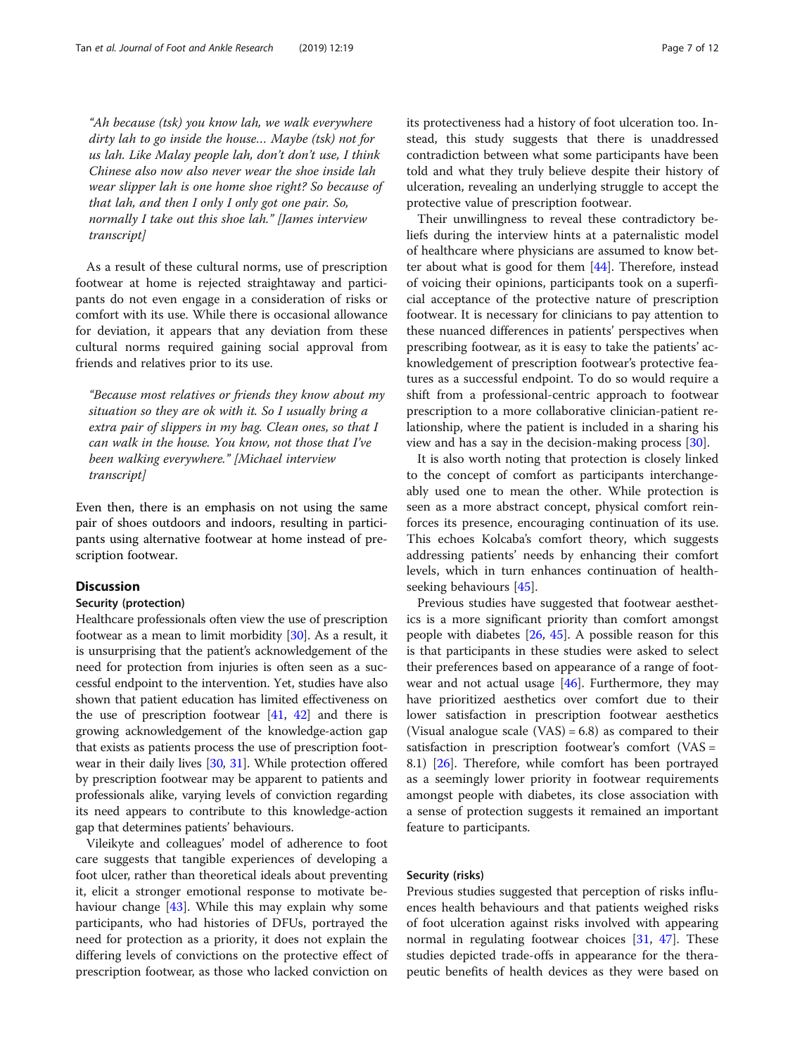*"Ah because (tsk) you know lah, we walk everywhere dirty lah to go inside the house… Maybe (tsk) not for us lah. Like Malay people lah, don't don't use, I think Chinese also now also never wear the shoe inside lah wear slipper lah is one home shoe right? So because of that lah, and then I only I only got one pair. So, normally I take out this shoe lah." [James interview transcript]*

As a result of these cultural norms, use of prescription footwear at home is rejected straightaway and participants do not even engage in a consideration of risks or comfort with its use. While there is occasional allowance for deviation, it appears that any deviation from these cultural norms required gaining social approval from friends and relatives prior to its use.

*"Because most relatives or friends they know about my situation so they are ok with it. So I usually bring a extra pair of slippers in my bag. Clean ones, so that I can walk in the house. You know, not those that I've been walking everywhere." [Michael interview transcript]*

Even then, there is an emphasis on not using the same pair of shoes outdoors and indoors, resulting in participants using alternative footwear at home instead of prescription footwear.

## Discussion

### Security (protection)

Healthcare professionals often view the use of prescription footwear as a mean to limit morbidity [30]. As a result, it is unsurprising that the patient's acknowledgement of the need for protection from injuries is often seen as a successful endpoint to the intervention. Yet, studies have also shown that patient education has limited effectiveness on the use of prescription footwear [41, 42] and there is growing acknowledgement of the knowledge-action gap that exists as patients process the use of prescription footwear in their daily lives [30, 31]. While protection offered by prescription footwear may be apparent to patients and professionals alike, varying levels of conviction regarding its need appears to contribute to this knowledge-action gap that determines patients' behaviours.

Vileikyte and colleagues' model of adherence to foot care suggests that tangible experiences of developing a foot ulcer, rather than theoretical ideals about preventing it, elicit a stronger emotional response to motivate behaviour change [43]. While this may explain why some participants, who had histories of DFUs, portrayed the need for protection as a priority, it does not explain the differing levels of convictions on the protective effect of prescription footwear, as those who lacked conviction on its protectiveness had a history of foot ulceration too. Instead, this study suggests that there is unaddressed contradiction between what some participants have been told and what they truly believe despite their history of ulceration, revealing an underlying struggle to accept the protective value of prescription footwear.

Their unwillingness to reveal these contradictory beliefs during the interview hints at a paternalistic model of healthcare where physicians are assumed to know better about what is good for them [44]. Therefore, instead of voicing their opinions, participants took on a superficial acceptance of the protective nature of prescription footwear. It is necessary for clinicians to pay attention to these nuanced differences in patients' perspectives when prescribing footwear, as it is easy to take the patients' acknowledgement of prescription footwear's protective features as a successful endpoint. To do so would require a shift from a professional-centric approach to footwear prescription to a more collaborative clinician-patient relationship, where the patient is included in a sharing his view and has a say in the decision-making process [30].

It is also worth noting that protection is closely linked to the concept of comfort as participants interchangeably used one to mean the other. While protection is seen as a more abstract concept, physical comfort reinforces its presence, encouraging continuation of its use. This echoes Kolcaba's comfort theory, which suggests addressing patients' needs by enhancing their comfort levels, which in turn enhances continuation of health-seeking behaviours [45].

Previous studies have suggested that footwear aesthetics is a more significant priority than comfort amongst people with diabetes [26, 45]. A possible reason for this is that participants in these studies were asked to select their preferences based on appearance of a range of footwear and not actual usage [46]. Furthermore, they may have prioritized aesthetics over comfort due to their lower satisfaction in prescription footwear aesthetics (Visual analogue scale (VAS) = 6.8) as compared to their satisfaction in prescription footwear's comfort (VAS = 8.1) [26]. Therefore, while comfort has been portrayed as a seemingly lower priority in footwear requirements amongst people with diabetes, its close association with a sense of protection suggests it remained an important feature to participants.

### Security (risks)

Previous studies suggested that perception of risks influences health behaviours and that patients weighed risks of foot ulceration against risks involved with appearing normal in regulating footwear choices [31, 47]. These studies depicted trade-offs in appearance for the therapeutic benefits of health devices as they were based on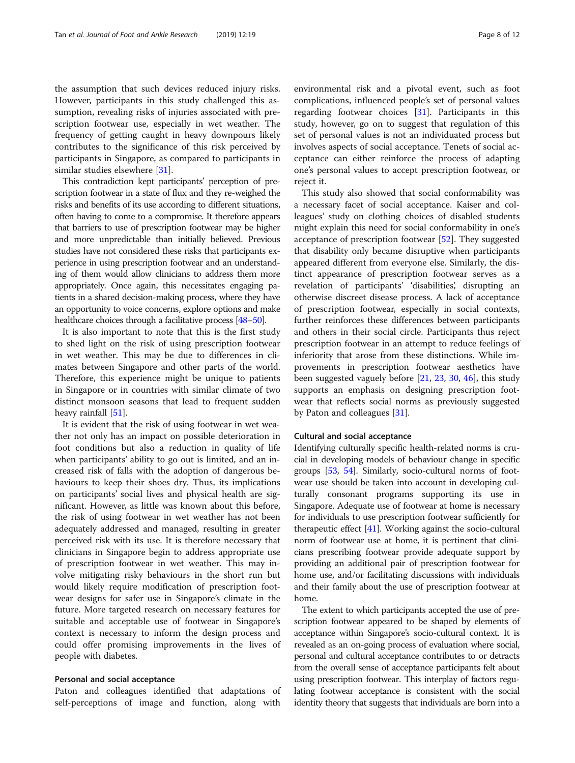the assumption that such devices reduced injury risks. However, participants in this study challenged this assumption, revealing risks of injuries associated with prescription footwear use, especially in wet weather. The frequency of getting caught in heavy downpours likely contributes to the significance of this risk perceived by participants in Singapore, as compared to participants in similar studies elsewhere [31].

This contradiction kept participants' perception of prescription footwear in a state of flux and they re-weighed the risks and benefits of its use according to different situations, often having to come to a compromise. It therefore appears that barriers to use of prescription footwear may be higher and more unpredictable than initially believed. Previous studies have not considered these risks that participants experience in using prescription footwear and an understanding of them would allow clinicians to address them more appropriately. Once again, this necessitates engaging patients in a shared decision-making process, where they have an opportunity to voice concerns, explore options and make healthcare choices through a facilitative process [48–50].

It is also important to note that this is the first study to shed light on the risk of using prescription footwear in wet weather. This may be due to differences in climates between Singapore and other parts of the world. Therefore, this experience might be unique to patients in Singapore or in countries with similar climate of two distinct monsoon seasons that lead to frequent sudden heavy rainfall [51].

It is evident that the risk of using footwear in wet weather not only has an impact on possible deterioration in foot conditions but also a reduction in quality of life when participants' ability to go out is limited, and an increased risk of falls with the adoption of dangerous behaviours to keep their shoes dry. Thus, its implications on participants' social lives and physical health are significant. However, as little was known about this before, the risk of using footwear in wet weather has not been adequately addressed and managed, resulting in greater perceived risk with its use. It is therefore necessary that clinicians in Singapore begin to address appropriate use of prescription footwear in wet weather. This may involve mitigating risky behaviours in the short run but would likely require modification of prescription footwear designs for safer use in Singapore's climate in the future. More targeted research on necessary features for suitable and acceptable use of footwear in Singapore's context is necessary to inform the design process and could offer promising improvements in the lives of people with diabetes.

### Personal and social acceptance

Paton and colleagues identified that adaptations of self-perceptions of image and function, along with environmental risk and a pivotal event, such as foot complications, influenced people's set of personal values regarding footwear choices [31]. Participants in this study, however, go on to suggest that regulation of this set of personal values is not an individuated process but involves aspects of social acceptance. Tenets of social acceptance can either reinforce the process of adapting one's personal values to accept prescription footwear, or reject it.

This study also showed that social conformability was a necessary facet of social acceptance. Kaiser and colleagues' study on clothing choices of disabled students might explain this need for social conformability in one's acceptance of prescription footwear [52]. They suggested that disability only became disruptive when participants appeared different from everyone else. Similarly, the distinct appearance of prescription footwear serves as a revelation of participants' 'disabilities', disrupting an otherwise discreet disease process. A lack of acceptance of prescription footwear, especially in social contexts, further reinforces these differences between participants and others in their social circle. Participants thus reject prescription footwear in an attempt to reduce feelings of inferiority that arose from these distinctions. While improvements in prescription footwear aesthetics have been suggested vaguely before [21, 23, 30, 46], this study supports an emphasis on designing prescription footwear that reflects social norms as previously suggested by Paton and colleagues [31].

### Cultural and social acceptance

Identifying culturally specific health-related norms is crucial in developing models of behaviour change in specific groups [53, 54]. Similarly, socio-cultural norms of footwear use should be taken into account in developing culturally consonant programs supporting its use in Singapore. Adequate use of footwear at home is necessary for individuals to use prescription footwear sufficiently for therapeutic effect [41]. Working against the socio-cultural norm of footwear use at home, it is pertinent that clinicians prescribing footwear provide adequate support by providing an additional pair of prescription footwear for home use, and/or facilitating discussions with individuals and their family about the use of prescription footwear at home.

The extent to which participants accepted the use of prescription footwear appeared to be shaped by elements of acceptance within Singapore's socio-cultural context. It is revealed as an on-going process of evaluation where social, personal and cultural acceptance contributes to or detracts from the overall sense of acceptance participants felt about using prescription footwear. This interplay of factors regulating footwear acceptance is consistent with the social identity theory that suggests that individuals are born into a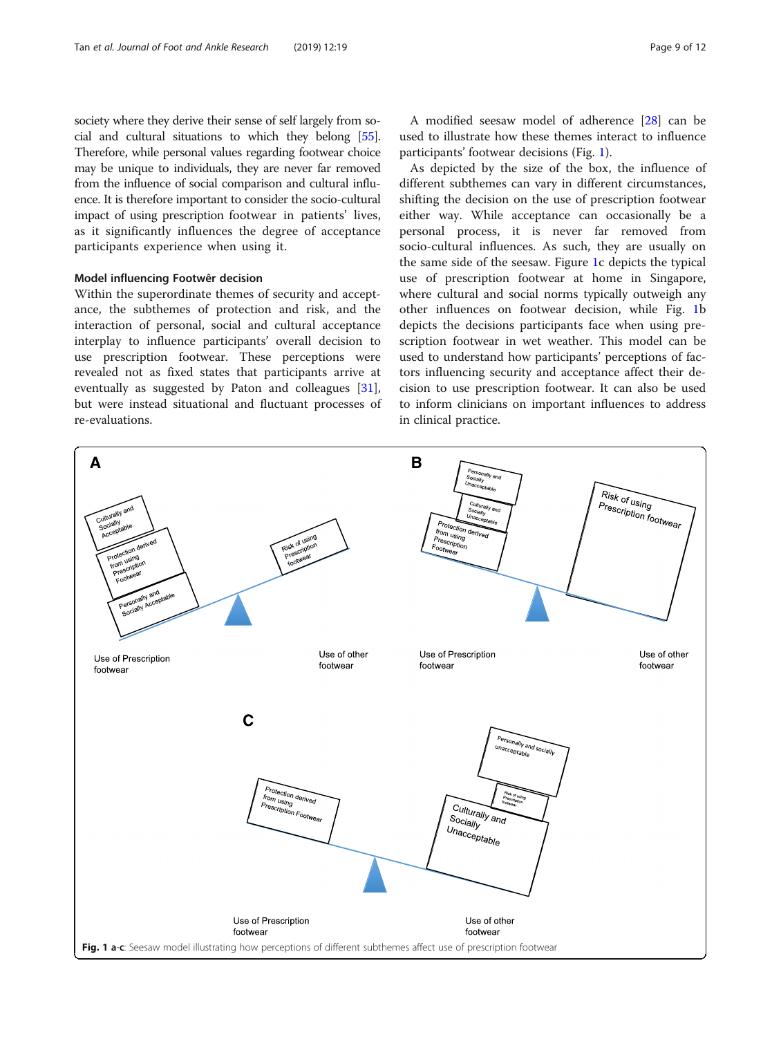society where they derive their sense of self largely from social and cultural situations to which they belong [55]. Therefore, while personal values regarding footwear choice may be unique to individuals, they are never far removed from the influence of social comparison and cultural influence. It is therefore important to consider the socio-cultural impact of using prescription footwear in patients' lives, as it significantly influences the degree of acceptance participants experience when using it.

### Model influencing Footwêr decision

Within the superordinate themes of security and acceptance, the subthemes of protection and risk, and the interaction of personal, social and cultural acceptance interplay to influence participants' overall decision to use prescription footwear. These perceptions were revealed not as fixed states that participants arrive at eventually as suggested by Paton and colleagues [31], but were instead situational and fluctuant processes of re-evaluations.

A modified seesaw model of adherence [28] can be used to illustrate how these themes interact to influence participants' footwear decisions (Fig. 1).

As depicted by the size of the box, the influence of different subthemes can vary in different circumstances, shifting the decision on the use of prescription footwear either way. While acceptance can occasionally be a personal process, it is never far removed from socio-cultural influences. As such, they are usually on the same side of the seesaw. Figure 1c depicts the typical use of prescription footwear at home in Singapore, where cultural and social norms typically outweigh any other influences on footwear decision, while Fig. 1b depicts the decisions participants face when using prescription footwear in wet weather. This model can be used to understand how participants' perceptions of factors influencing security and acceptance affect their decision to use prescription footwear. It can also be used to inform clinicians on important influences to address in clinical practice.

**Fig. 1 a-c**: Seesaw model illustrating how perceptions of different subthemes affect use of prescription footwear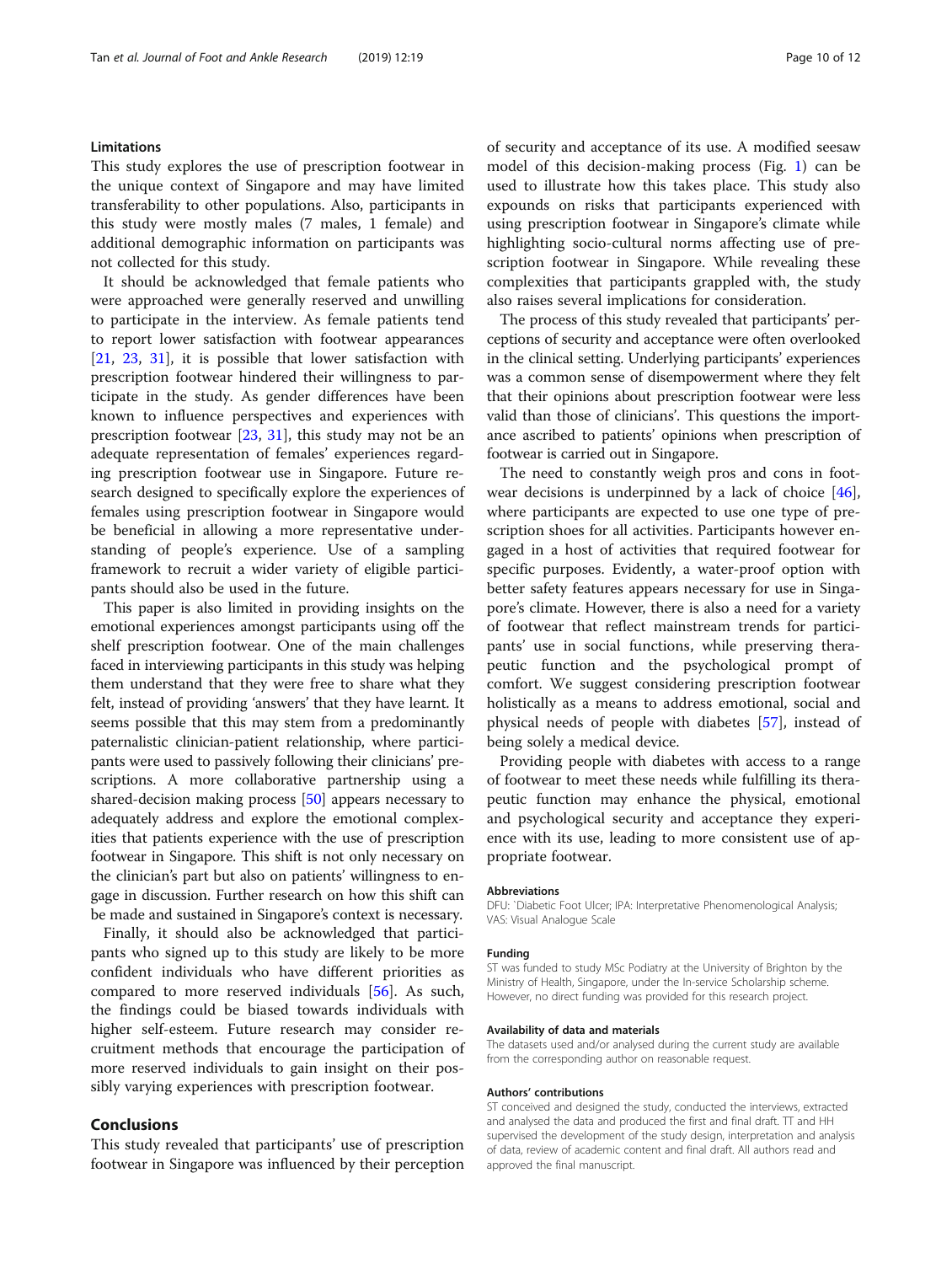### Limitations

This study explores the use of prescription footwear in the unique context of Singapore and may have limited transferability to other populations. Also, participants in this study were mostly males (7 males, 1 female) and additional demographic information on participants was not collected for this study.

It should be acknowledged that female patients who were approached were generally reserved and unwilling to participate in the interview. As female patients tend to report lower satisfaction with footwear appearances [21, 23, 31], it is possible that lower satisfaction with prescription footwear hindered their willingness to participate in the study. As gender differences have been known to influence perspectives and experiences with prescription footwear [23, 31], this study may not be an adequate representation of females' experiences regarding prescription footwear use in Singapore. Future research designed to specifically explore the experiences of females using prescription footwear in Singapore would be beneficial in allowing a more representative understanding of people's experience. Use of a sampling framework to recruit a wider variety of eligible participants should also be used in the future.

This paper is also limited in providing insights on the emotional experiences amongst participants using off the shelf prescription footwear. One of the main challenges faced in interviewing participants in this study was helping them understand that they were free to share what they felt, instead of providing 'answers' that they have learnt. It seems possible that this may stem from a predominantly paternalistic clinician-patient relationship, where participants were used to passively following their clinicians' prescriptions. A more collaborative partnership using a shared-decision making process [50] appears necessary to adequately address and explore the emotional complexities that patients experience with the use of prescription footwear in Singapore. This shift is not only necessary on the clinician's part but also on patients' willingness to engage in discussion. Further research on how this shift can be made and sustained in Singapore's context is necessary.

Finally, it should also be acknowledged that participants who signed up to this study are likely to be more confident individuals who have different priorities as compared to more reserved individuals [56]. As such, the findings could be biased towards individuals with higher self-esteem. Future research may consider recruitment methods that encourage the participation of more reserved individuals to gain insight on their possibly varying experiences with prescription footwear.

## Conclusions

This study revealed that participants' use of prescription footwear in Singapore was influenced by their perception of security and acceptance of its use. A modified seesaw model of this decision-making process (Fig. 1) can be used to illustrate how this takes place. This study also expounds on risks that participants experienced with using prescription footwear in Singapore's climate while highlighting socio-cultural norms affecting use of prescription footwear in Singapore. While revealing these complexities that participants grappled with, the study also raises several implications for consideration.

The process of this study revealed that participants' perceptions of security and acceptance were often overlooked in the clinical setting. Underlying participants' experiences was a common sense of disempowerment where they felt that their opinions about prescription footwear were less valid than those of clinicians'. This questions the importance ascribed to patients' opinions when prescription of footwear is carried out in Singapore.

The need to constantly weigh pros and cons in footwear decisions is underpinned by a lack of choice [46], where participants are expected to use one type of prescription shoes for all activities. Participants however engaged in a host of activities that required footwear for specific purposes. Evidently, a water-proof option with better safety features appears necessary for use in Singapore's climate. However, there is also a need for a variety of footwear that reflect mainstream trends for participants' use in social functions, while preserving therapeutic function and the psychological prompt of comfort. We suggest considering prescription footwear holistically as a means to address emotional, social and physical needs of people with diabetes [57], instead of being solely a medical device.

Providing people with diabetes with access to a range of footwear to meet these needs while fulfilling its therapeutic function may enhance the physical, emotional and psychological security and acceptance they experience with its use, leading to more consistent use of appropriate footwear.

#### Abbreviations

DFU: `Diabetic Foot Ulcer; IPA: Interpretative Phenomenological Analysis; VAS: Visual Analogue Scale

#### Funding

ST was funded to study MSc Podiatry at the University of Brighton by the Ministry of Health, Singapore, under the In-service Scholarship scheme. However, no direct funding was provided for this research project.

#### Availability of data and materials

The datasets used and/or analysed during the current study are available from the corresponding author on reasonable request.

#### Authors' contributions

ST conceived and designed the study, conducted the interviews, extracted and analysed the data and produced the first and final draft. TT and HH supervised the development of the study design, interpretation and analysis of data, review of academic content and final draft. All authors read and approved the final manuscript.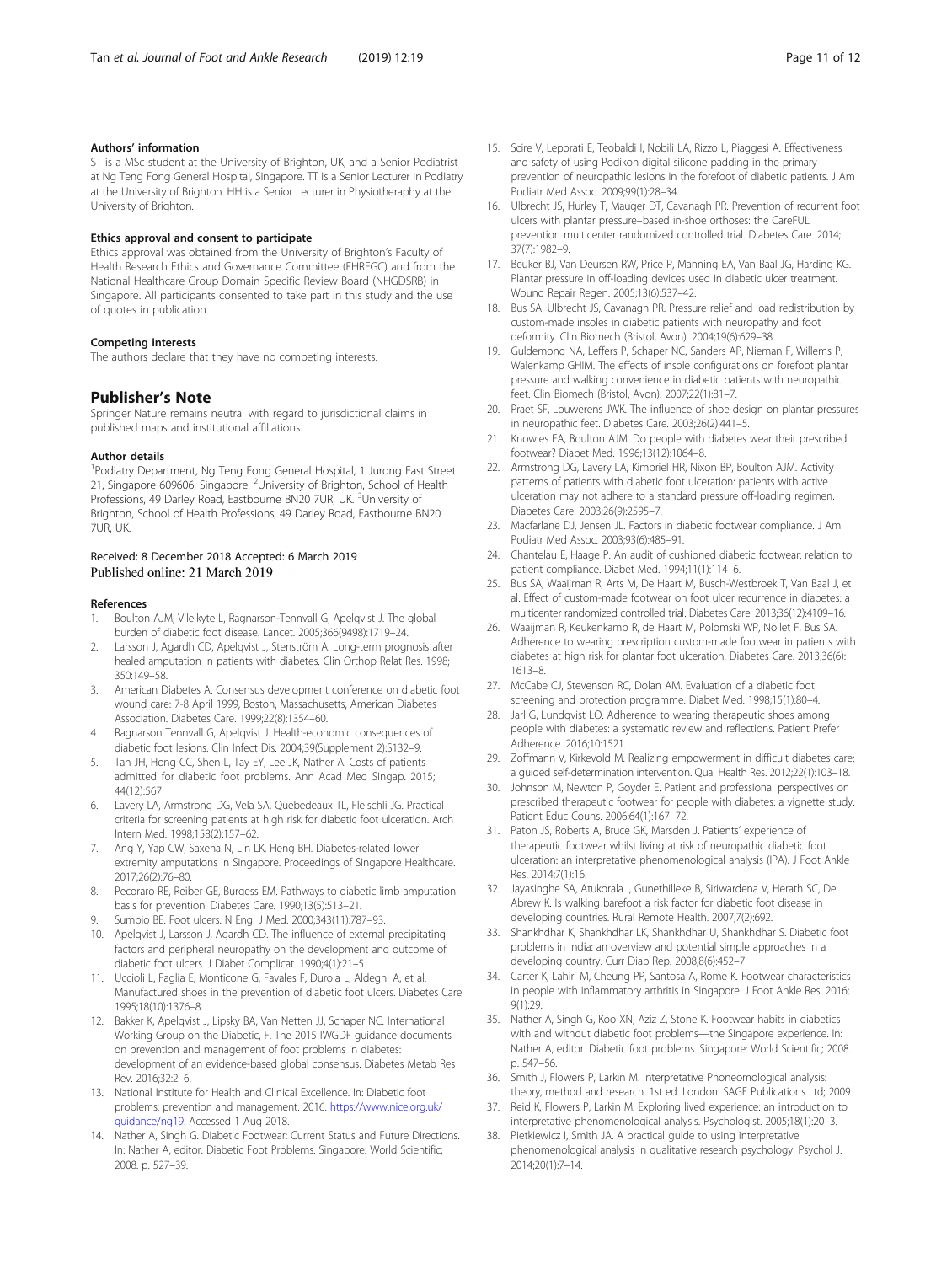### Authors' information

ST is a MSc student at the University of Brighton, UK, and a Senior Podiatrist at Ng Teng Fong General Hospital, Singapore. TT is a Senior Lecturer in Podiatry at the University of Brighton. HH is a Senior Lecturer in Physiotherapy at the University of Brighton.

### Ethics approval and consent to participate

Ethics approval was obtained from the University of Brighton's Faculty of Health Research Ethics and Governance Committee (FHREGC) and from the National Healthcare Group Domain Specific Review Board (NHGDSRB) in Singapore. All participants consented to take part in this study and the use of quotes in publication.

### Competing interests

The authors declare that they have no competing interests.

## Publisher's Note

Springer Nature remains neutral with regard to jurisdictional claims in published maps and institutional affiliations.

### Author details

[1]Podiatry Department, Ng Teng Fong General Hospital, 1 Jurong East Street 21, Singapore 609606, Singapore. [2]University of Brighton, School of Health Professions, 49 Darley Road, Eastbourne BN20 7UR, UK. [3]University of Brighton, School of Health Professions, 49 Darley Road, Eastbourne BN20 7UR, UK.

Received: 8 December 2018 Accepted: 6 March 2019
Published online: 21 March 2019

### References

1. Boulton AJM, Vileikyte L, Ragnarson-Tennvall G, Apelqvist J. The global burden of diabetic foot disease. Lancet. 2005;366(9498):1719–24.
2. Larsson J, Agardh CD, Apelqvist J, Stenström A. Long-term prognosis after healed amputation in patients with diabetes. Clin Orthop Relat Res. 1998; 350:149–58.
3. American Diabetes A. Consensus development conference on diabetic foot wound care: 7-8 April 1999, Boston, Massachusetts, American Diabetes Association. Diabetes Care. 1999;22(8):1354–60.
4. Ragnarson Tennvall G, Apelqvist J. Health-economic consequences of diabetic foot lesions. Clin Infect Dis. 2004;39(Supplement 2):S132–9.
5. Tan JH, Hong CC, Shen L, Tay EY, Lee JK, Nather A. Costs of patients admitted for diabetic foot problems. Ann Acad Med Singap. 2015; 44(12):567.
6. Lavery LA, Armstrong DG, Vela SA, Quebedeaux TL, Fleischli JG. Practical criteria for screening patients at high risk for diabetic foot ulceration. Arch Intern Med. 1998;158(2):157–62.
7. Ang Y, Yap CW, Saxena N, Lin LK, Heng BH. Diabetes-related lower extremity amputations in Singapore. Proceedings of Singapore Healthcare. 2017;26(2):76–80.
8. Pecoraro RE, Reiber GE, Burgess EM. Pathways to diabetic limb amputation: basis for prevention. Diabetes Care. 1990;13(5):513–21.
9. Sumpio BE. Foot ulcers. N Engl J Med. 2000;343(11):787–93.
10. Apelqvist J, Larsson J, Agardh CD. The influence of external precipitating factors and peripheral neuropathy on the development and outcome of diabetic foot ulcers. J Diabet Complicat. 1990;4(1):21–5.
11. Uccioli L, Faglia E, Monticone G, Favales F, Durola L, Aldeghi A, et al. Manufactured shoes in the prevention of diabetic foot ulcers. Diabetes Care. 1995;18(10):1376–8.
12. Bakker K, Apelqvist J, Lipsky BA, Van Netten JJ, Schaper NC. International Working Group on the Diabetic, F. The 2015 IWGDF guidance documents on prevention and management of foot problems in diabetes: development of an evidence-based global consensus. Diabetes Metab Res Rev. 2016;32:2–6.
13. National Institute for Health and Clinical Excellence. In: Diabetic foot problems: prevention and management. 2016. https://www.nice.org.uk/guidance/ng19. Accessed 1 Aug 2018.
14. Nather A, Singh G. Diabetic Footwear: Current Status and Future Directions. In: Nather A, editor. Diabetic Foot Problems. Singapore: World Scientific; 2008. p. 527–39.
15. Scire V, Leporati E, Teobaldi I, Nobili LA, Rizzo L, Piaggesi A. Effectiveness and safety of using Podikon digital silicone padding in the primary prevention of neuropathic lesions in the forefoot of diabetic patients. J Am Podiatr Med Assoc. 2009;99(1):28–34.
16. Ulbrecht JS, Hurley T, Mauger DT, Cavanagh PR. Prevention of recurrent foot ulcers with plantar pressure–based in-shoe orthoses: the CareFUL prevention multicenter randomized controlled trial. Diabetes Care. 2014; 37(7):1982–9.
17. Beuker BJ, Van Deursen RW, Price P, Manning EA, Van Baal JG, Harding KG. Plantar pressure in off-loading devices used in diabetic ulcer treatment. Wound Repair Regen. 2005;13(6):537–42.
18. Bus SA, Ulbrecht JS, Cavanagh PR. Pressure relief and load redistribution by custom-made insoles in diabetic patients with neuropathy and foot deformity. Clin Biomech (Bristol, Avon). 2004;19(6):629–38.
19. Guldemond NA, Leffers P, Schaper NC, Sanders AP, Nieman F, Willems P, Walenkamp GHIM. The effects of insole configurations on forefoot plantar pressure and walking convenience in diabetic patients with neuropathic feet. Clin Biomech (Bristol, Avon). 2007;22(1):81–7.
20. Praet SF, Louwerens JWK. The influence of shoe design on plantar pressures in neuropathic feet. Diabetes Care. 2003;26(2):441–5.
21. Knowles EA, Boulton AJM. Do people with diabetes wear their prescribed footwear? Diabet Med. 1996;13(12):1064–8.
22. Armstrong DG, Lavery LA, Kimbriel HR, Nixon BP, Boulton AJM. Activity patterns of patients with diabetic foot ulceration: patients with active ulceration may not adhere to a standard pressure off-loading regimen. Diabetes Care. 2003;26(9):2595–7.
23. Macfarlane DJ, Jensen JL. Factors in diabetic footwear compliance. J Am Podiatr Med Assoc. 2003;93(6):485–91.
24. Chantelau E, Haage P. An audit of cushioned diabetic footwear: relation to patient compliance. Diabet Med. 1994;11(1):114–6.
25. Bus SA, Waaijman R, Arts M, De Haart M, Busch-Westbroek T, Van Baal J, et al. Effect of custom-made footwear on foot ulcer recurrence in diabetes: a multicenter randomized controlled trial. Diabetes Care. 2013;36(12):4109–16.
26. Waaijman R, Keukenkamp R, de Haart M, Polomski WP, Nollet F, Bus SA. Adherence to wearing prescription custom-made footwear in patients with diabetes at high risk for plantar foot ulceration. Diabetes Care. 2013;36(6): 1613–8.
27. McCabe CJ, Stevenson RC, Dolan AM. Evaluation of a diabetic foot screening and protection programme. Diabet Med. 1998;15(1):80–4.
28. Jarl G, Lundqvist LO. Adherence to wearing therapeutic shoes among people with diabetes: a systematic review and reflections. Patient Prefer Adherence. 2016;10:1521.
29. Zoffmann V, Kirkevold M. Realizing empowerment in difficult diabetes care: a guided self-determination intervention. Qual Health Res. 2012;22(1):103–18.
30. Johnson M, Newton P, Goyder E. Patient and professional perspectives on prescribed therapeutic footwear for people with diabetes: a vignette study. Patient Educ Couns. 2006;64(1):167–72.
31. Paton JS, Roberts A, Bruce GK, Marsden J. Patients' experience of therapeutic footwear whilst living at risk of neuropathic diabetic foot ulceration: an interpretative phenomenological analysis (IPA). J Foot Ankle Res. 2014;7(1):16.
32. Jayasinghe SA, Atukorala I, Gunethilleke B, Siriwardena V, Herath SC, De Abrew K. Is walking barefoot a risk factor for diabetic foot disease in developing countries. Rural Remote Health. 2007;7(2):692.
33. Shankhdhar K, Shankhdhar LK, Shankhdhar U, Shankhdhar S. Diabetic foot problems in India: an overview and potential simple approaches in a developing country. Curr Diab Rep. 2008;8(6):452–7.
34. Carter K, Lahiri M, Cheung PP, Santosa A, Rome K. Footwear characteristics in people with inflammatory arthritis in Singapore. J Foot Ankle Res. 2016; 9(1):29.
35. Nather A, Singh G, Koo XN, Aziz Z, Stone K. Footwear habits in diabetics with and without diabetic foot problems—the Singapore experience. In: Nather A, editor. Diabetic foot problems. Singapore: World Scientific; 2008. p. 547–56.
36. Smith J, Flowers P, Larkin M. Interpretative Phoneomological analysis: theory, method and research. 1st ed. London: SAGE Publications Ltd; 2009.
37. Reid K, Flowers P, Larkin M. Exploring lived experience: an introduction to interpretative phenomenological analysis. Psychologist. 2005;18(1):20–3.
38. Pietkiewicz I, Smith JA. A practical guide to using interpretative phenomenological analysis in qualitative research psychology. Psychol J. 2014;20(1):7–14.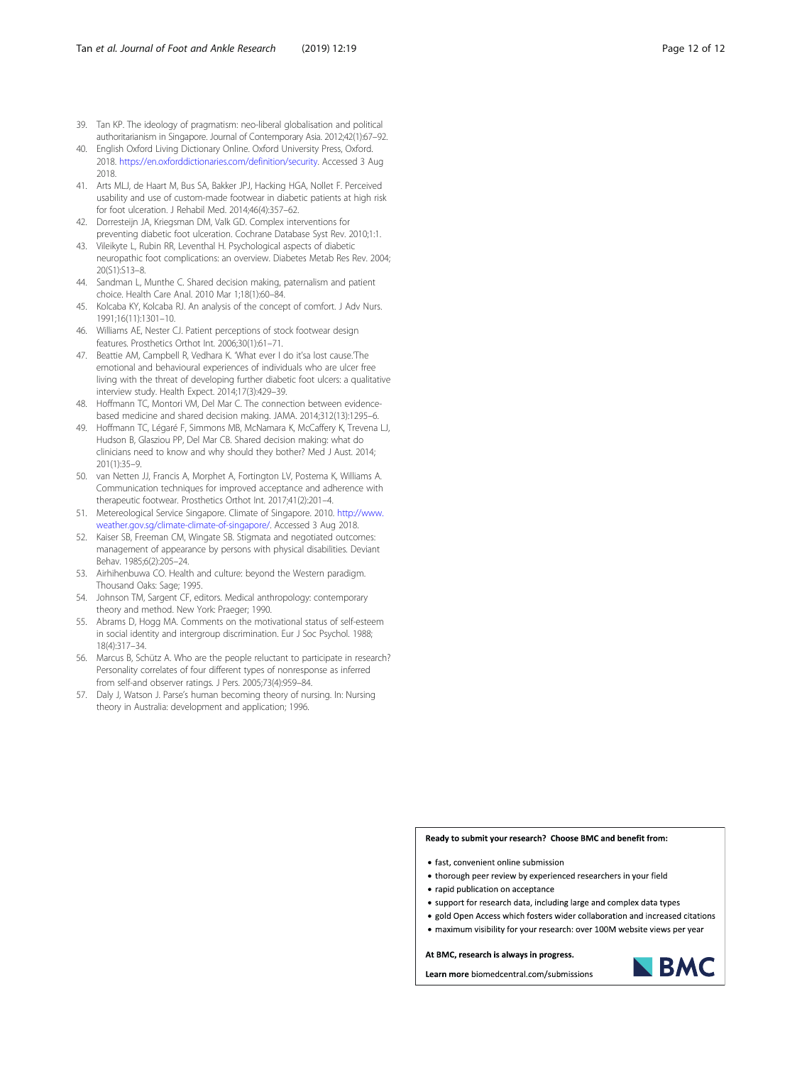39. Tan KP. The ideology of pragmatism: neo-liberal globalisation and political authoritarianism in Singapore. Journal of Contemporary Asia. 2012;42(1):67–92.
40. English Oxford Living Dictionary Online. Oxford University Press, Oxford. 2018. https://en.oxforddictionaries.com/definition/security. Accessed 3 Aug 2018.
41. Arts MLJ, de Haart M, Bus SA, Bakker JPJ, Hacking HGA, Nollet F. Perceived usability and use of custom-made footwear in diabetic patients at high risk for foot ulceration. J Rehabil Med. 2014;46(4):357–62.
42. Dorresteijn JA, Kriegsman DM, Valk GD. Complex interventions for preventing diabetic foot ulceration. Cochrane Database Syst Rev. 2010;1:1.
43. Vileikyte L, Rubin RR, Leventhal H. Psychological aspects of diabetic neuropathic foot complications: an overview. Diabetes Metab Res Rev. 2004; 20(S1):S13–8.
44. Sandman L, Munthe C. Shared decision making, paternalism and patient choice. Health Care Anal. 2010 Mar 1;18(1):60–84.
45. Kolcaba KY, Kolcaba RJ. An analysis of the concept of comfort. J Adv Nurs. 1991;16(11):1301–10.
46. Williams AE, Nester CJ. Patient perceptions of stock footwear design features. Prosthetics Orthot Int. 2006;30(1):61–71.
47. Beattie AM, Campbell R, Vedhara K. 'What ever I do it'sa lost cause.'The emotional and behavioural experiences of individuals who are ulcer free living with the threat of developing further diabetic foot ulcers: a qualitative interview study. Health Expect. 2014;17(3):429–39.
48. Hoffmann TC, Montori VM, Del Mar C. The connection between evidence-based medicine and shared decision making. JAMA. 2014;312(13):1295–6.
49. Hoffmann TC, Légaré F, Simmons MB, McNamara K, McCaffery K, Trevena LJ, Hudson B, Glasziou PP, Del Mar CB. Shared decision making: what do clinicians need to know and why should they bother? Med J Aust. 2014; 201(1):35–9.
50. van Netten JJ, Francis A, Morphet A, Fortington LV, Postema K, Williams A. Communication techniques for improved acceptance and adherence with therapeutic footwear. Prosthetics Orthot Int. 2017;41(2):201–4.
51. Metereological Service Singapore. Climate of Singapore. 2010. http://www.weather.gov.sg/climate-climate-of-singapore/. Accessed 3 Aug 2018.
52. Kaiser SB, Freeman CM, Wingate SB. Stigmata and negotiated outcomes: management of appearance by persons with physical disabilities. Deviant Behav. 1985;6(2):205–24.
53. Airhihenbuwa CO. Health and culture: beyond the Western paradigm. Thousand Oaks: Sage; 1995.
54. Johnson TM, Sargent CF, editors. Medical anthropology: contemporary theory and method. New York: Praeger; 1990.
55. Abrams D, Hogg MA. Comments on the motivational status of self-esteem in social identity and intergroup discrimination. Eur J Soc Psychol. 1988; 18(4):317–34.
56. Marcus B, Schütz A. Who are the people reluctant to participate in research? Personality correlates of four different types of nonresponse as inferred from self-and observer ratings. J Pers. 2005;73(4):959–84.
57. Daly J, Watson J. Parse's human becoming theory of nursing. In: Nursing theory in Australia: development and application; 1996.

**Ready to submit your research? Choose BMC and benefit from:**

- fast, convenient online submission
- thorough peer review by experienced researchers in your field
- rapid publication on acceptance
- support for research data, including large and complex data types
- gold Open Access which fosters wider collaboration and increased citations
- maximum visibility for your research: over 100M website views per year

**At BMC, research is always in progress.**

**Learn more** biomedcentral.com/submissions

BMC